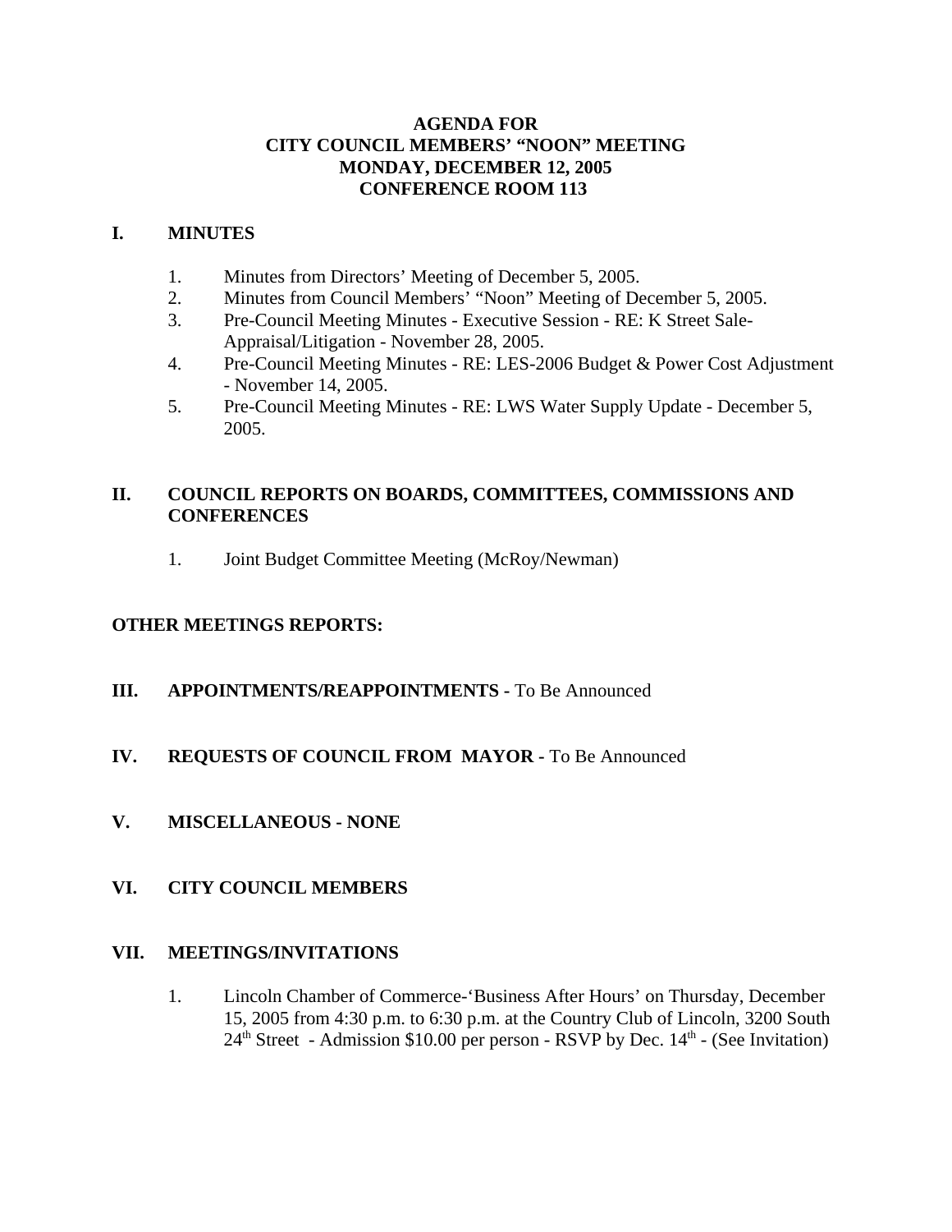# AGENDA FOR
# CITY COUNCIL MEMBERS' "NOON" MEETING
# MONDAY, DECEMBER 12, 2005
# CONFERENCE ROOM 113

## I. MINUTES

1. Minutes from Directors' Meeting of December 5, 2005.
2. Minutes from Council Members' "Noon" Meeting of December 5, 2005.
3. Pre-Council Meeting Minutes - Executive Session - RE: K Street Sale-Appraisal/Litigation - November 28, 2005.
4. Pre-Council Meeting Minutes - RE: LES-2006 Budget & Power Cost Adjustment - November 14, 2005.
5. Pre-Council Meeting Minutes - RE: LWS Water Supply Update - December 5, 2005.

## II. COUNCIL REPORTS ON BOARDS, COMMITTEES, COMMISSIONS AND CONFERENCES

1. Joint Budget Committee Meeting (McRoy/Newman)

## OTHER MEETINGS REPORTS:

## III. APPOINTMENTS/REAPPOINTMENTS - To Be Announced

## IV. REQUESTS OF COUNCIL FROM MAYOR - To Be Announced

## V. MISCELLANEOUS - NONE

## VI. CITY COUNCIL MEMBERS

## VII. MEETINGS/INVITATIONS

1. Lincoln Chamber of Commerce-'Business After Hours' on Thursday, December 15, 2005 from 4:30 p.m. to 6:30 p.m. at the Country Club of Lincoln, 3200 South 24th Street - Admission $10.00 per person - RSVP by Dec. 14th - (See Invitation)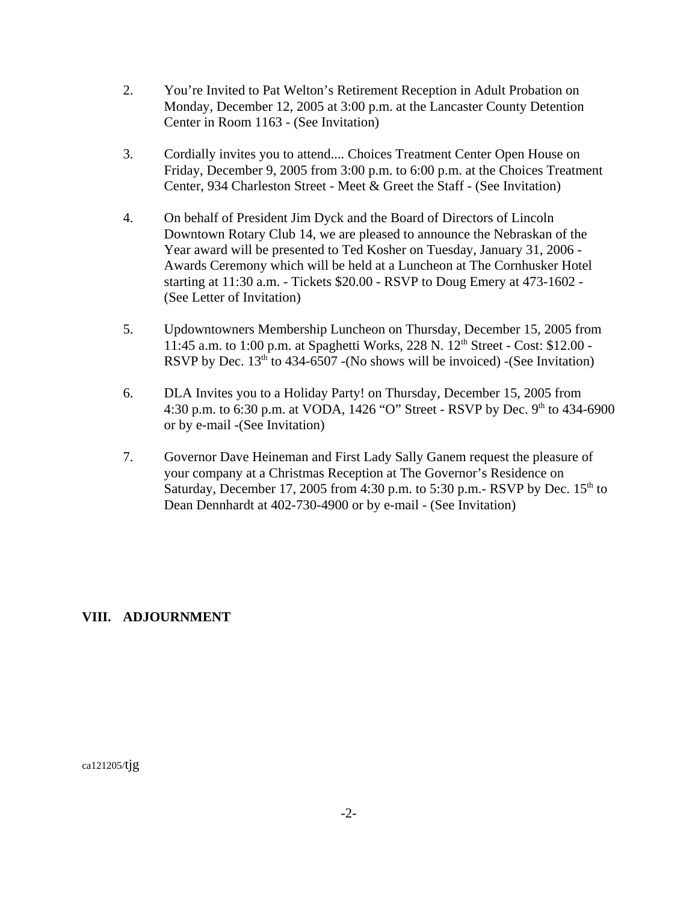2. You're Invited to Pat Welton's Retirement Reception in Adult Probation on Monday, December 12, 2005 at 3:00 p.m. at the Lancaster County Detention Center in Room 1163 - (See Invitation)

3. Cordially invites you to attend.... Choices Treatment Center Open House on Friday, December 9, 2005 from 3:00 p.m. to 6:00 p.m. at the Choices Treatment Center, 934 Charleston Street - Meet & Greet the Staff - (See Invitation)

4. On behalf of President Jim Dyck and the Board of Directors of Lincoln Downtown Rotary Club 14, we are pleased to announce the Nebraskan of the Year award will be presented to Ted Kosher on Tuesday, January 31, 2006 - Awards Ceremony which will be held at a Luncheon at The Cornhusker Hotel starting at 11:30 a.m. - Tickets $20.00 - RSVP to Doug Emery at 473-1602 - (See Letter of Invitation)

5. Updowntowners Membership Luncheon on Thursday, December 15, 2005 from 11:45 a.m. to 1:00 p.m. at Spaghetti Works, 228 N. 12th Street - Cost: $12.00 - RSVP by Dec. 13th to 434-6507 -(No shows will be invoiced) -(See Invitation)

6. DLA Invites you to a Holiday Party! on Thursday, December 15, 2005 from 4:30 p.m. to 6:30 p.m. at VODA, 1426 "O" Street - RSVP by Dec. 9th to 434-6900 or by e-mail -(See Invitation)

7. Governor Dave Heineman and First Lady Sally Ganem request the pleasure of your company at a Christmas Reception at The Governor's Residence on Saturday, December 17, 2005 from 4:30 p.m. to 5:30 p.m.- RSVP by Dec. 15th to Dean Dennhardt at 402-730-4900 or by e-mail - (See Invitation)

## VIII. ADJOURNMENT

ca121205/tjg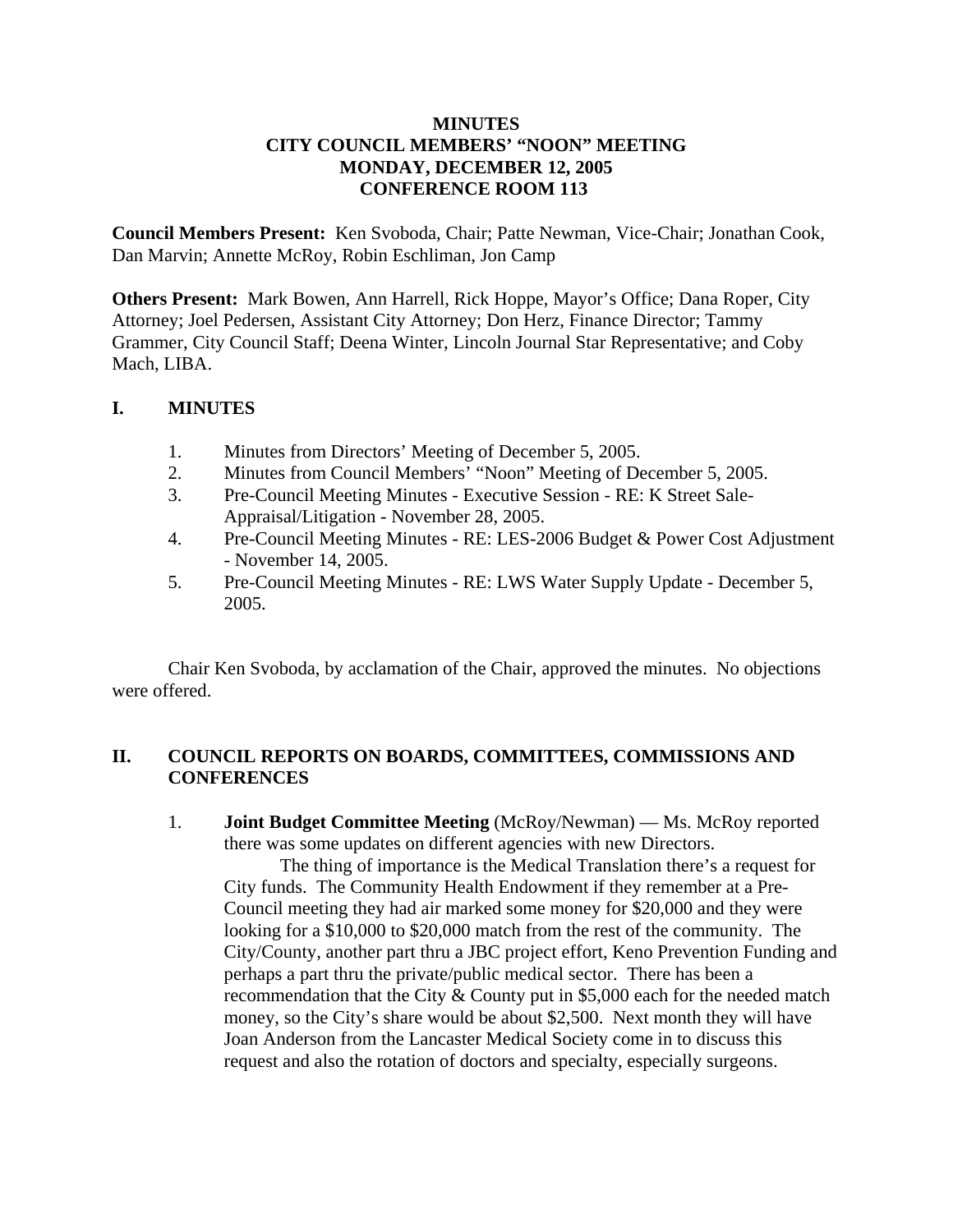**MINUTES**
**CITY COUNCIL MEMBERS' "NOON" MEETING**
**MONDAY, DECEMBER 12, 2005**
**CONFERENCE ROOM 113**

**Council Members Present:** Ken Svoboda, Chair; Patte Newman, Vice-Chair; Jonathan Cook, Dan Marvin; Annette McRoy, Robin Eschliman, Jon Camp

**Others Present:** Mark Bowen, Ann Harrell, Rick Hoppe, Mayor's Office; Dana Roper, City Attorney; Joel Pedersen, Assistant City Attorney; Don Herz, Finance Director; Tammy Grammer, City Council Staff; Deena Winter, Lincoln Journal Star Representative; and Coby Mach, LIBA.

## I. MINUTES

1. Minutes from Directors' Meeting of December 5, 2005.
2. Minutes from Council Members' "Noon" Meeting of December 5, 2005.
3. Pre-Council Meeting Minutes - Executive Session - RE: K Street Sale-Appraisal/Litigation - November 28, 2005.
4. Pre-Council Meeting Minutes - RE: LES-2006 Budget & Power Cost Adjustment - November 14, 2005.
5. Pre-Council Meeting Minutes - RE: LWS Water Supply Update - December 5, 2005.

Chair Ken Svoboda, by acclamation of the Chair, approved the minutes. No objections were offered.

## II. COUNCIL REPORTS ON BOARDS, COMMITTEES, COMMISSIONS AND CONFERENCES

1. **Joint Budget Committee Meeting** (McRoy/Newman) — Ms. McRoy reported there was some updates on different agencies with new Directors.

   The thing of importance is the Medical Translation there's a request for City funds. The Community Health Endowment if they remember at a Pre-Council meeting they had air marked some money for $20,000 and they were looking for a $10,000 to $20,000 match from the rest of the community. The City/County, another part thru a JBC project effort, Keno Prevention Funding and perhaps a part thru the private/public medical sector. There has been a recommendation that the City & County put in $5,000 each for the needed match money, so the City's share would be about $2,500. Next month they will have Joan Anderson from the Lancaster Medical Society come in to discuss this request and also the rotation of doctors and specialty, especially surgeons.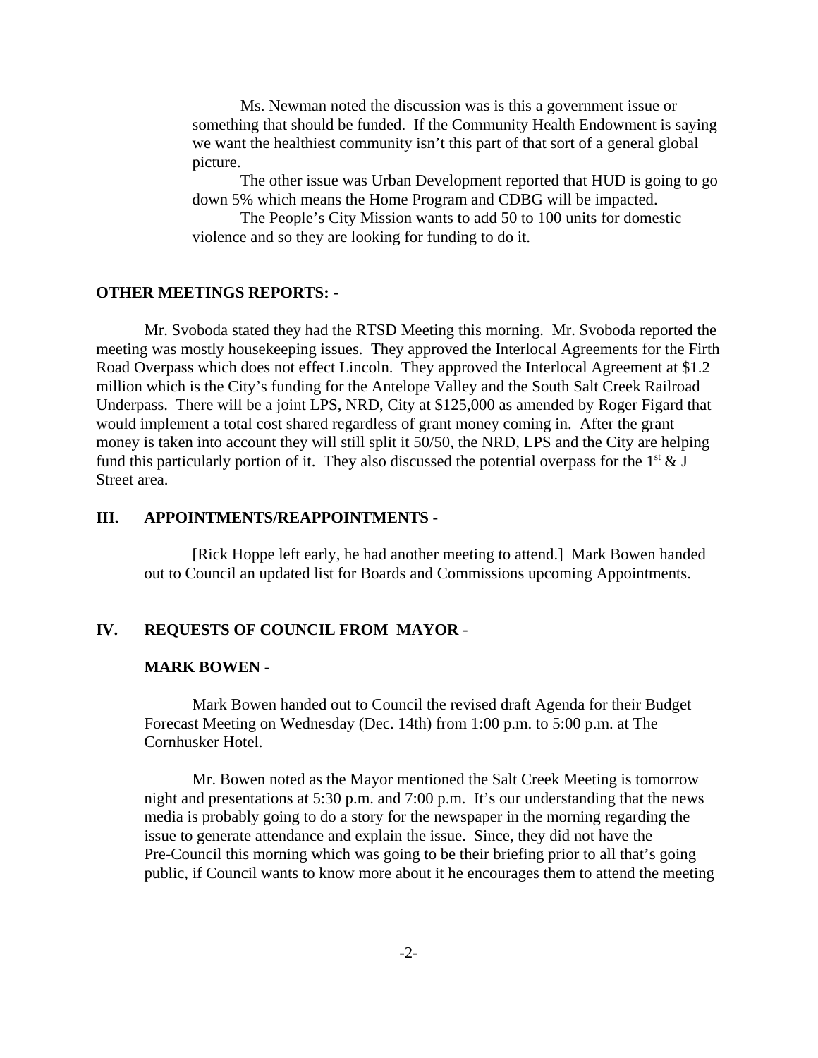Ms. Newman noted the discussion was is this a government issue or something that should be funded. If the Community Health Endowment is saying we want the healthiest community isn't this part of that sort of a general global picture.

The other issue was Urban Development reported that HUD is going to go down 5% which means the Home Program and CDBG will be impacted.

The People's City Mission wants to add 50 to 100 units for domestic violence and so they are looking for funding to do it.

**OTHER MEETINGS REPORTS:** -

Mr. Svoboda stated they had the RTSD Meeting this morning. Mr. Svoboda reported the meeting was mostly housekeeping issues. They approved the Interlocal Agreements for the Firth Road Overpass which does not effect Lincoln. They approved the Interlocal Agreement at $1.2 million which is the City's funding for the Antelope Valley and the South Salt Creek Railroad Underpass. There will be a joint LPS, NRD, City at $125,000 as amended by Roger Figard that would implement a total cost shared regardless of grant money coming in. After the grant money is taken into account they will still split it 50/50, the NRD, LPS and the City are helping fund this particularly portion of it. They also discussed the potential overpass for the 1st & J Street area.

## III. APPOINTMENTS/REAPPOINTMENTS -

[Rick Hoppe left early, he had another meeting to attend.] Mark Bowen handed out to Council an updated list for Boards and Commissions upcoming Appointments.

## IV. REQUESTS OF COUNCIL FROM MAYOR -

**MARK BOWEN -**

Mark Bowen handed out to Council the revised draft Agenda for their Budget Forecast Meeting on Wednesday (Dec. 14th) from 1:00 p.m. to 5:00 p.m. at The Cornhusker Hotel.

Mr. Bowen noted as the Mayor mentioned the Salt Creek Meeting is tomorrow night and presentations at 5:30 p.m. and 7:00 p.m. It's our understanding that the news media is probably going to do a story for the newspaper in the morning regarding the issue to generate attendance and explain the issue. Since, they did not have the Pre-Council this morning which was going to be their briefing prior to all that's going public, if Council wants to know more about it he encourages them to attend the meeting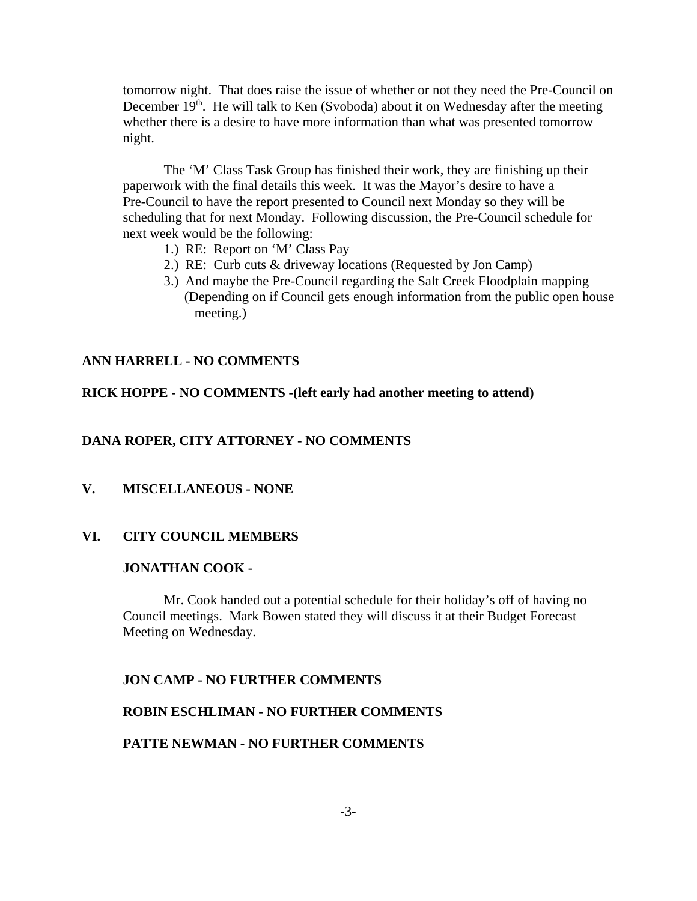tomorrow night. That does raise the issue of whether or not they need the Pre-Council on December 19th. He will talk to Ken (Svoboda) about it on Wednesday after the meeting whether there is a desire to have more information than what was presented tomorrow night.

The 'M' Class Task Group has finished their work, they are finishing up their paperwork with the final details this week. It was the Mayor's desire to have a Pre-Council to have the report presented to Council next Monday so they will be scheduling that for next Monday. Following discussion, the Pre-Council schedule for next week would be the following:

1.) RE: Report on 'M' Class Pay
2.) RE: Curb cuts & driveway locations (Requested by Jon Camp)
3.) And maybe the Pre-Council regarding the Salt Creek Floodplain mapping (Depending on if Council gets enough information from the public open house meeting.)

**ANN HARRELL - NO COMMENTS**

**RICK HOPPE - NO COMMENTS -(left early had another meeting to attend)**

**DANA ROPER, CITY ATTORNEY - NO COMMENTS**

## V. MISCELLANEOUS - NONE

## VI. CITY COUNCIL MEMBERS

**JONATHAN COOK -**

Mr. Cook handed out a potential schedule for their holiday's off of having no Council meetings. Mark Bowen stated they will discuss it at their Budget Forecast Meeting on Wednesday.

**JON CAMP - NO FURTHER COMMENTS**

**ROBIN ESCHLIMAN - NO FURTHER COMMENTS**

**PATTE NEWMAN - NO FURTHER COMMENTS**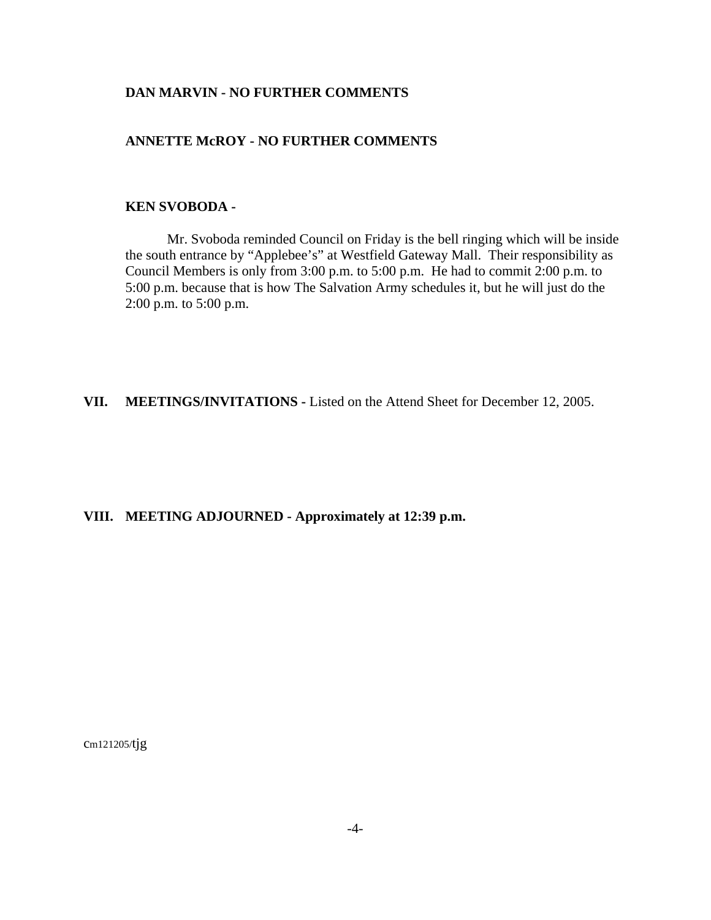**DAN MARVIN - NO FURTHER COMMENTS**

**ANNETTE McROY - NO FURTHER COMMENTS**

**KEN SVOBODA -**

Mr. Svoboda reminded Council on Friday is the bell ringing which will be inside the south entrance by "Applebee's" at Westfield Gateway Mall. Their responsibility as Council Members is only from 3:00 p.m. to 5:00 p.m. He had to commit 2:00 p.m. to 5:00 p.m. because that is how The Salvation Army schedules it, but he will just do the 2:00 p.m. to 5:00 p.m.

**VII. MEETINGS/INVITATIONS -** Listed on the Attend Sheet for December 12, 2005.

**VIII. MEETING ADJOURNED - Approximately at 12:39 p.m.**

cm121205/tjg